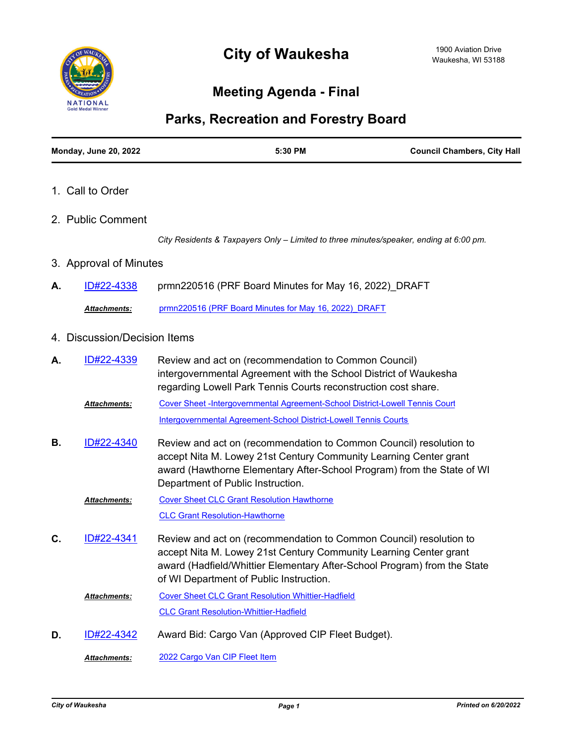# City of Waukesha

1900 Aviation Drive
Waukesha, WI 53188

## Meeting Agenda - Final

## Parks, Recreation and Forestry Board

**Monday, June 20, 2022** | **5:30 PM** | **Council Chambers, City Hall**

1. Call to Order

2. Public Comment

   *City Residents & Taxpayers Only – Limited to three minutes/speaker, ending at 6:00 pm.*

3. Approval of Minutes

**A.** ID#22-4338 prmn220516 (PRF Board Minutes for May 16, 2022)_DRAFT

***Attachments:*** prmn220516 (PRF Board Minutes for May 16, 2022)_DRAFT

4. Discussion/Decision Items

**A.** ID#22-4339 Review and act on (recommendation to Common Council) intergovernmental Agreement with the School District of Waukesha regarding Lowell Park Tennis Courts reconstruction cost share.

***Attachments:*** Cover Sheet -Intergovernmental Agreement-School District-Lowell Tennis Court

Intergovernmental Agreement-School District-Lowell Tennis Courts

**B.** ID#22-4340 Review and act on (recommendation to Common Council) resolution to accept Nita M. Lowey 21st Century Community Learning Center grant award (Hawthorne Elementary After-School Program) from the State of WI Department of Public Instruction.

***Attachments:*** Cover Sheet CLC Grant Resolution Hawthorne

CLC Grant Resolution-Hawthorne

**C.** ID#22-4341 Review and act on (recommendation to Common Council) resolution to accept Nita M. Lowey 21st Century Community Learning Center grant award (Hadfield/Whittier Elementary After-School Program) from the State of WI Department of Public Instruction.

***Attachments:*** Cover Sheet CLC Grant Resolution Whittier-Hadfield

CLC Grant Resolution-Whittier-Hadfield

**D.** ID#22-4342 Award Bid: Cargo Van (Approved CIP Fleet Budget).

***Attachments:*** 2022 Cargo Van CIP Fleet Item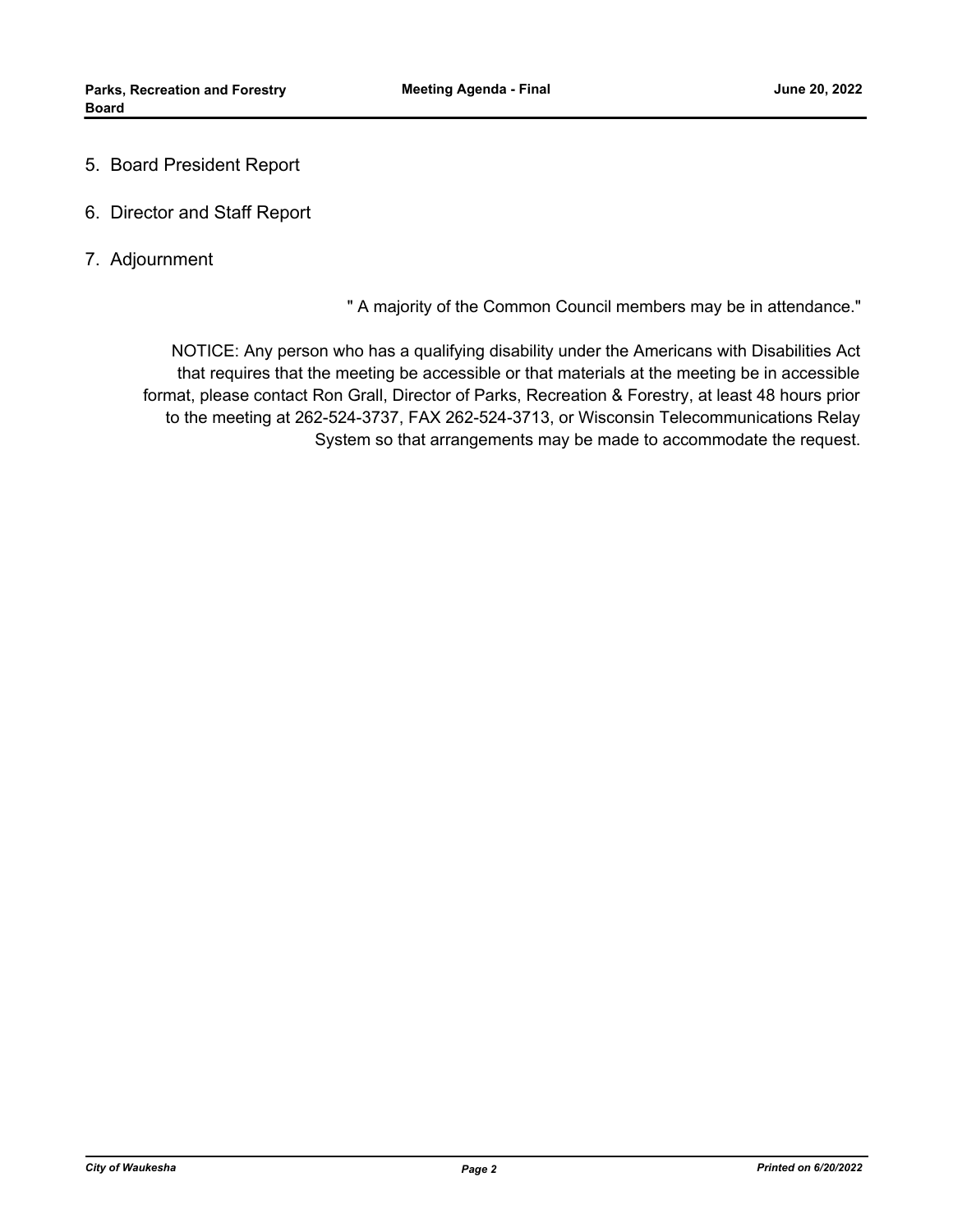5. Board President Report

6. Director and Staff Report

7. Adjournment

" A majority of the Common Council members may be in attendance."

NOTICE: Any person who has a qualifying disability under the Americans with Disabilities Act that requires that the meeting be accessible or that materials at the meeting be in accessible format, please contact Ron Grall, Director of Parks, Recreation & Forestry, at least 48 hours prior to the meeting at 262-524-3737, FAX 262-524-3713, or Wisconsin Telecommunications Relay System so that arrangements may be made to accommodate the request.